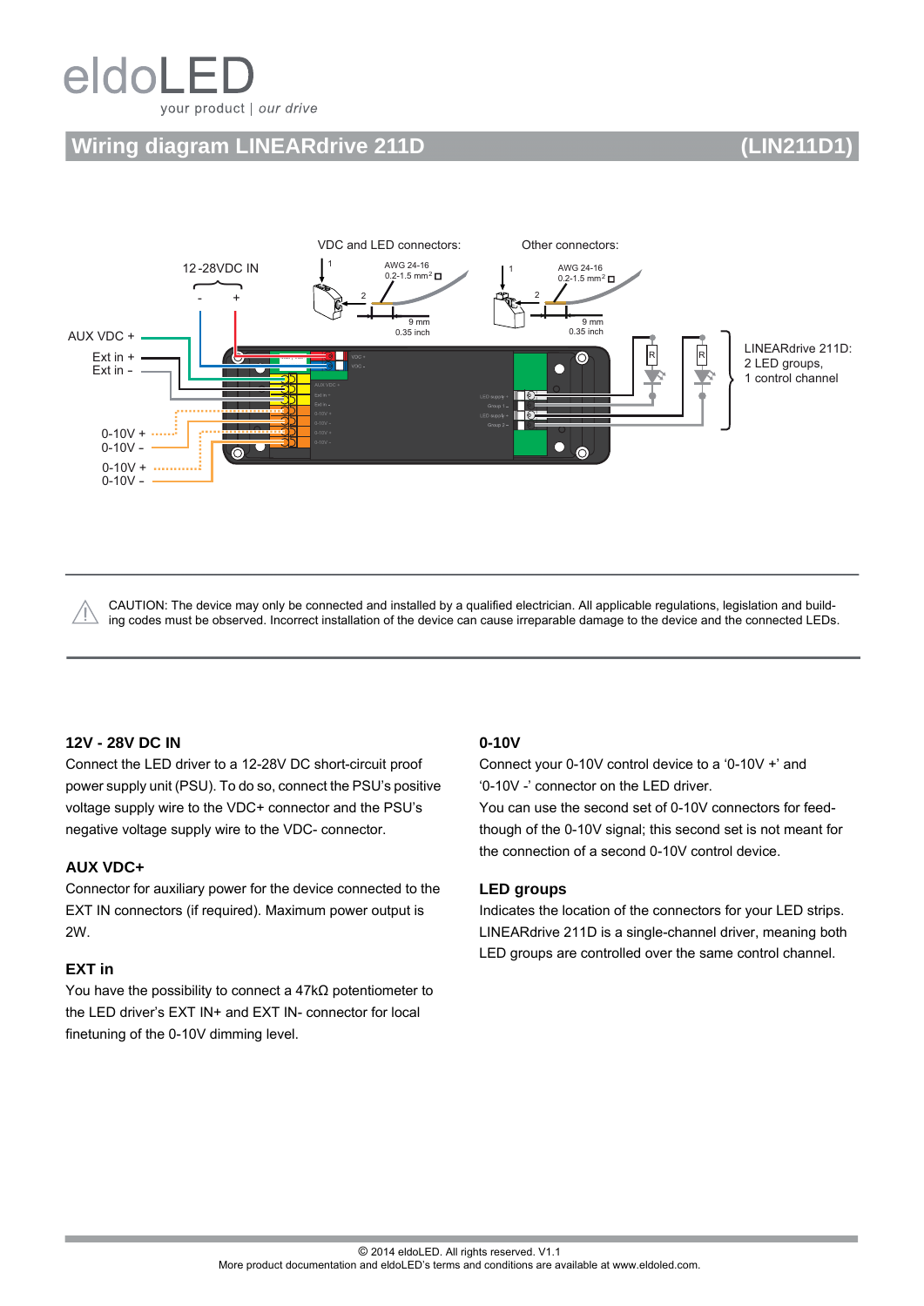eldoLED

your product | our drive

# Wiring diagram LINEARdrive 211D (LIN211D1)

VDC and LED connectors:

Other connectors:

12-28VDC IN

- +

AWG 24-16
0.2-1.5 mm²

9 mm
0.35 inch

AUX VDC +

Ext in +
Ext in -

0-10V +
0-10V -

0-10V +
0-10V -

LINEARdrive 211D:
2 LED groups,
1 control channel

CAUTION: The device may only be connected and installed by a qualified electrician. All applicable regulations, legislation and building codes must be observed. Incorrect installation of the device can cause irreparable damage to the device and the connected LEDs.

### 12V - 28V DC IN

Connect the LED driver to a 12-28V DC short-circuit proof power supply unit (PSU). To do so, connect the PSU's positive voltage supply wire to the VDC+ connector and the PSU's negative voltage supply wire to the VDC- connector.

### AUX VDC+

Connector for auxiliary power for the device connected to the EXT IN connectors (if required). Maximum power output is 2W.

### EXT in

You have the possibility to connect a 47kΩ potentiometer to the LED driver's EXT IN+ and EXT IN- connector for local finetuning of the 0-10V dimming level.

### 0-10V

Connect your 0-10V control device to a '0-10V +' and '0-10V -' connector on the LED driver.

You can use the second set of 0-10V connectors for feed-though of the 0-10V signal; this second set is not meant for the connection of a second 0-10V control device.

### LED groups

Indicates the location of the connectors for your LED strips. LINEARdrive 211D is a single-channel driver, meaning both LED groups are controlled over the same control channel.

© 2014 eldoLED. All rights reserved. V1.1
More product documentation and eldoLED's terms and conditions are available at www.eldoled.com.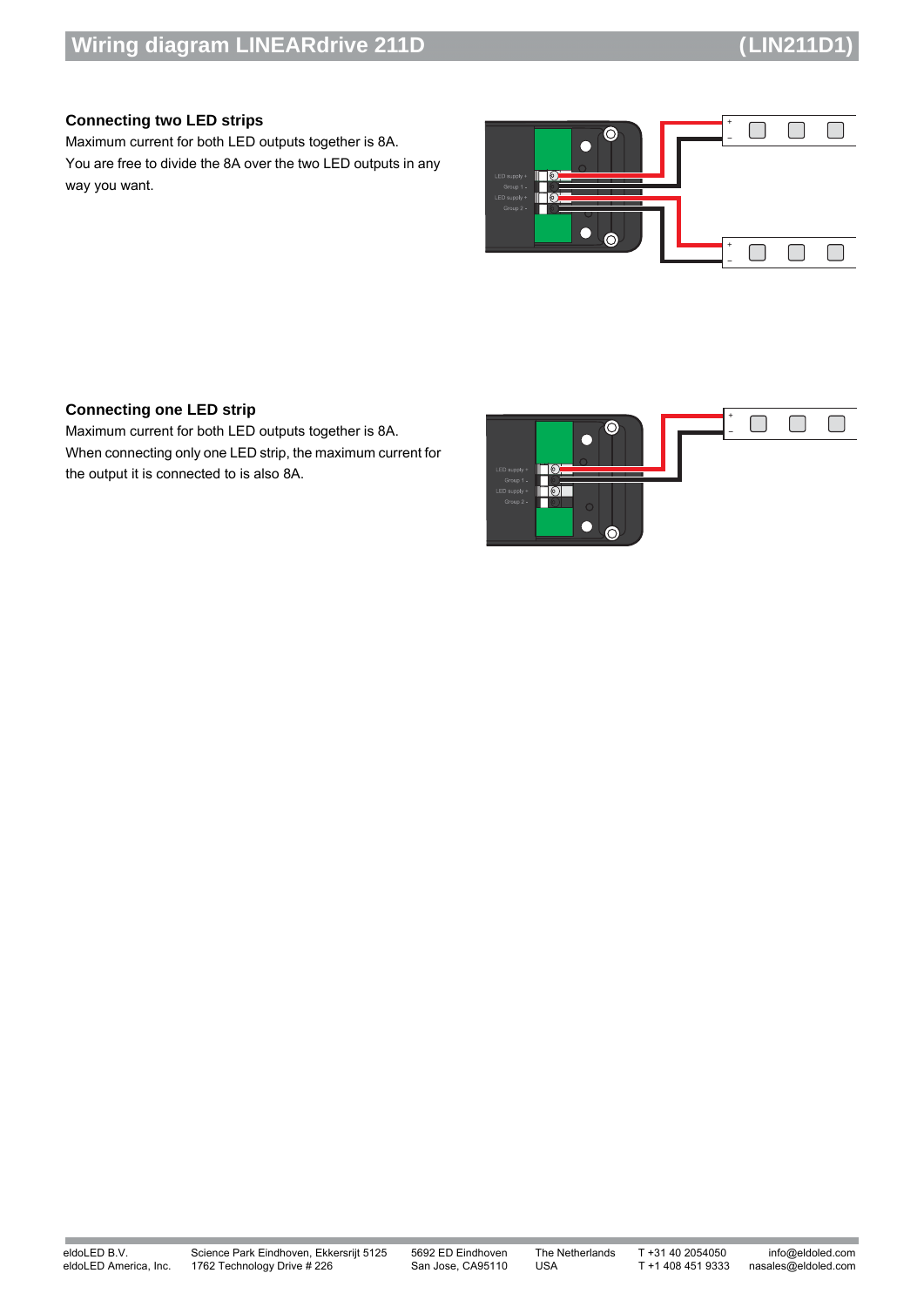# Wiring diagram LINEARdrive 211D (LIN211D1)

### Connecting two LED strips

Maximum current for both LED outputs together is 8A.
You are free to divide the 8A over the two LED outputs in any way you want.

LED supply +
Group 1 -
LED supply +
Group 2 -

### Connecting one LED strip

Maximum current for both LED outputs together is 8A.
When connecting only one LED strip, the maximum current for the output it is connected to is also 8A.

LED supply +
Group 1 -
LED supply +
Group 2 -